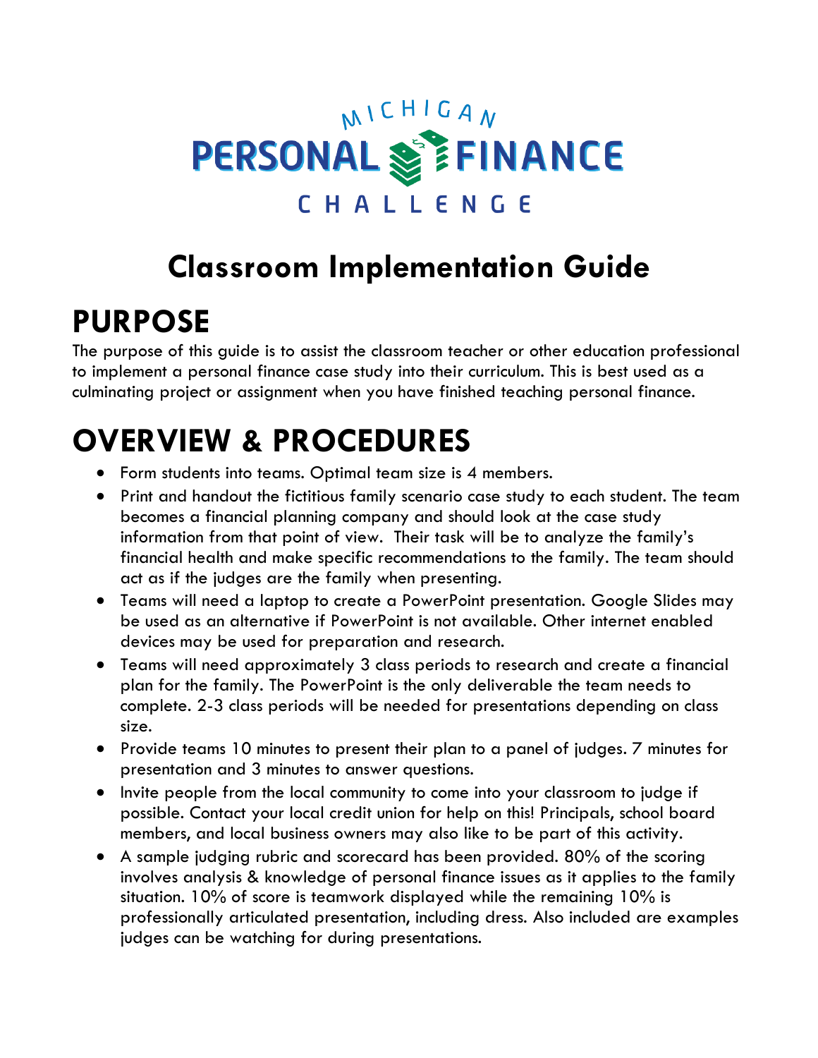# MICHIGAN PERSONAL FINANCE CHALLENGE

## Classroom Implementation Guide

# PURPOSE

The purpose of this guide is to assist the classroom teacher or other education professional to implement a personal finance case study into their curriculum. This is best used as a culminating project or assignment when you have finished teaching personal finance.

# OVERVIEW & PROCEDURES

- Form students into teams. Optimal team size is 4 members.
- Print and handout the fictitious family scenario case study to each student. The team becomes a financial planning company and should look at the case study information from that point of view. Their task will be to analyze the family's financial health and make specific recommendations to the family. The team should act as if the judges are the family when presenting.
- Teams will need a laptop to create a PowerPoint presentation. Google Slides may be used as an alternative if PowerPoint is not available. Other internet enabled devices may be used for preparation and research.
- Teams will need approximately 3 class periods to research and create a financial plan for the family. The PowerPoint is the only deliverable the team needs to complete. 2-3 class periods will be needed for presentations depending on class size.
- Provide teams 10 minutes to present their plan to a panel of judges. 7 minutes for presentation and 3 minutes to answer questions.
- Invite people from the local community to come into your classroom to judge if possible. Contact your local credit union for help on this! Principals, school board members, and local business owners may also like to be part of this activity.
- A sample judging rubric and scorecard has been provided. 80% of the scoring involves analysis & knowledge of personal finance issues as it applies to the family situation. 10% of score is teamwork displayed while the remaining 10% is professionally articulated presentation, including dress. Also included are examples judges can be watching for during presentations.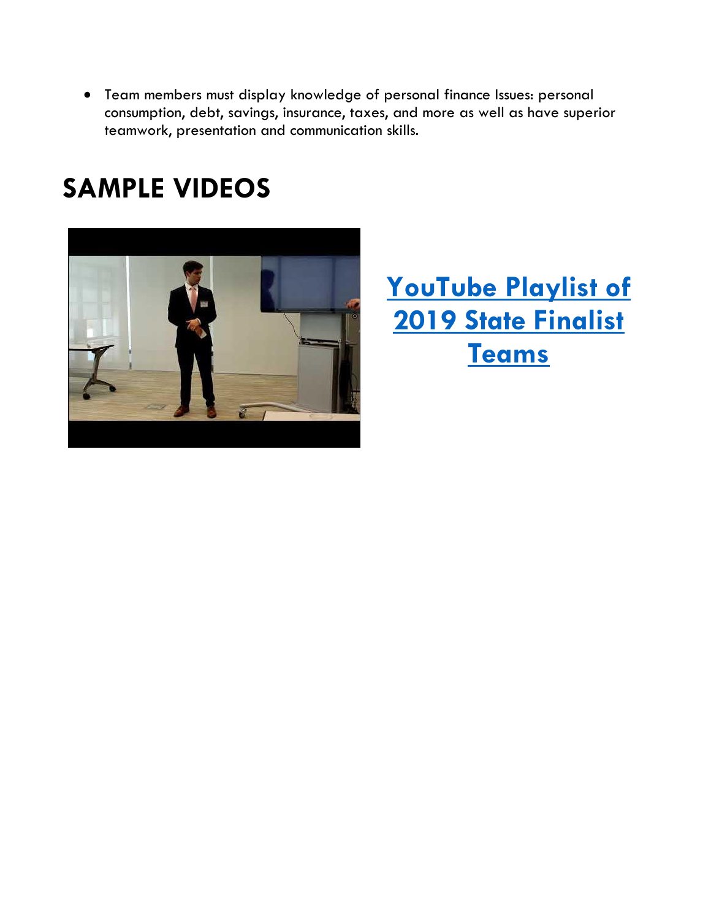- Team members must display knowledge of personal finance Issues: personal consumption, debt, savings, insurance, taxes, and more as well as have superior teamwork, presentation and communication skills.

# SAMPLE VIDEOS

**YouTube Playlist of 2019 State Finalist Teams**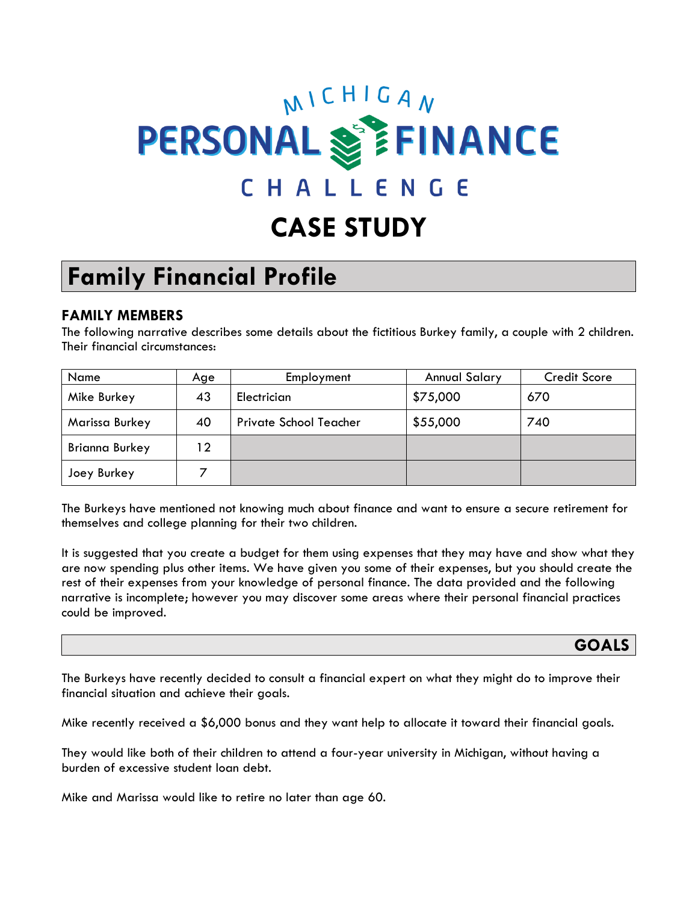# MICHIGAN PERSONAL FINANCE CHALLENGE

# CASE STUDY

## Family Financial Profile

### FAMILY MEMBERS

The following narrative describes some details about the fictitious Burkey family, a couple with 2 children. Their financial circumstances:

| Name | Age | Employment | Annual Salary | Credit Score |
|---|---|---|---|---|
| Mike Burkey | 43 | Electrician | $75,000 | 670 |
| Marissa Burkey | 40 | Private School Teacher | $55,000 | 740 |
| Brianna Burkey | 12 | | | |
| Joey Burkey | 7 | | | |

The Burkeys have mentioned not knowing much about finance and want to ensure a secure retirement for themselves and college planning for their two children.

It is suggested that you create a budget for them using expenses that they may have and show what they are now spending plus other items. We have given you some of their expenses, but you should create the rest of their expenses from your knowledge of personal finance. The data provided and the following narrative is incomplete; however you may discover some areas where their personal financial practices could be improved.

## GOALS

The Burkeys have recently decided to consult a financial expert on what they might do to improve their financial situation and achieve their goals.

Mike recently received a $6,000 bonus and they want help to allocate it toward their financial goals.

They would like both of their children to attend a four-year university in Michigan, without having a burden of excessive student loan debt.

Mike and Marissa would like to retire no later than age 60.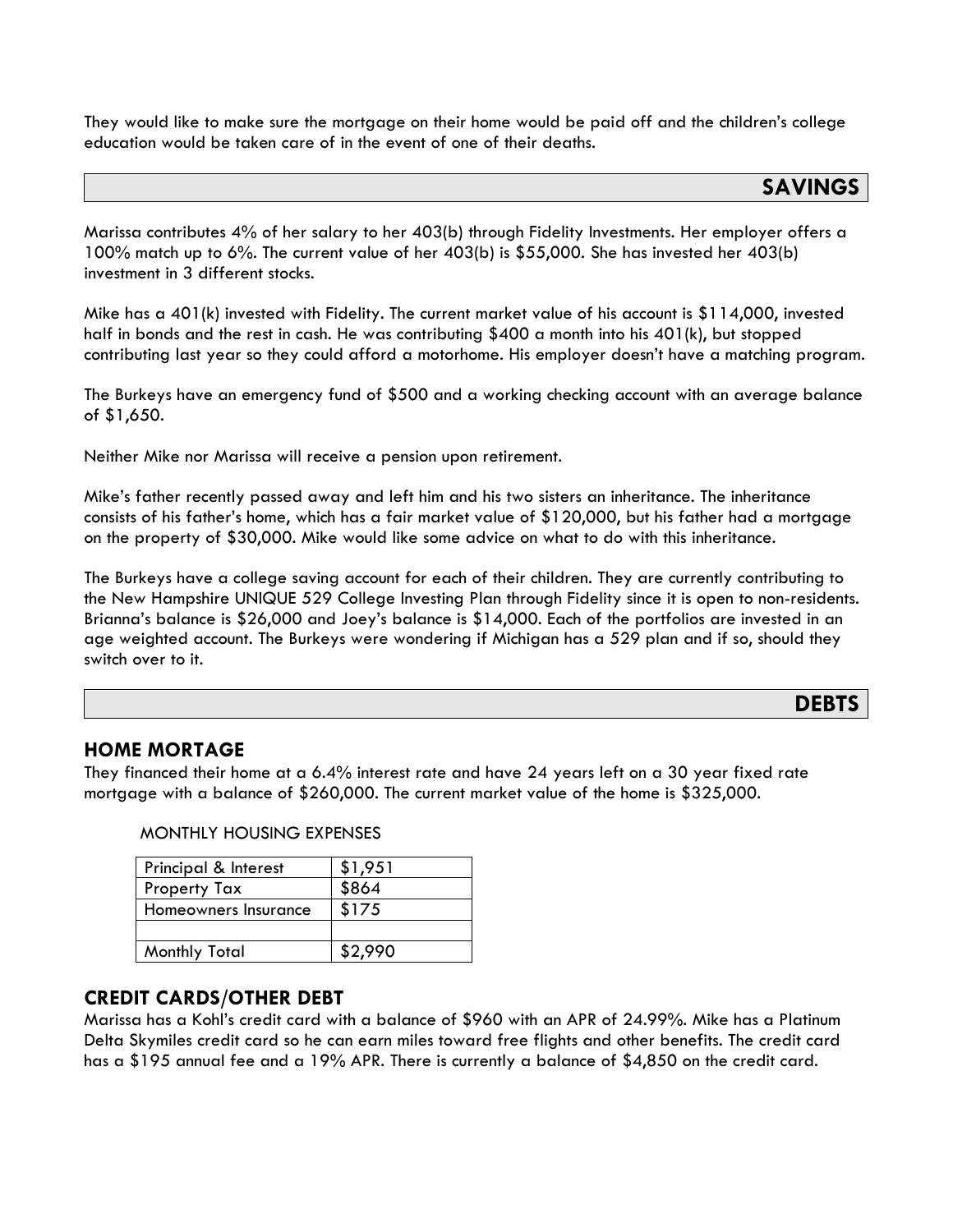They would like to make sure the mortgage on their home would be paid off and the children's college education would be taken care of in the event of one of their deaths.

## SAVINGS

Marissa contributes 4% of her salary to her 403(b) through Fidelity Investments. Her employer offers a 100% match up to 6%. The current value of her 403(b) is $55,000. She has invested her 403(b) investment in 3 different stocks.

Mike has a 401(k) invested with Fidelity. The current market value of his account is $114,000, invested half in bonds and the rest in cash. He was contributing $400 a month into his 401(k), but stopped contributing last year so they could afford a motorhome. His employer doesn't have a matching program.

The Burkeys have an emergency fund of $500 and a working checking account with an average balance of $1,650.

Neither Mike nor Marissa will receive a pension upon retirement.

Mike's father recently passed away and left him and his two sisters an inheritance. The inheritance consists of his father's home, which has a fair market value of $120,000, but his father had a mortgage on the property of $30,000. Mike would like some advice on what to do with this inheritance.

The Burkeys have a college saving account for each of their children. They are currently contributing to the New Hampshire UNIQUE 529 College Investing Plan through Fidelity since it is open to non-residents. Brianna's balance is $26,000 and Joey's balance is $14,000. Each of the portfolios are invested in an age weighted account. The Burkeys were wondering if Michigan has a 529 plan and if so, should they switch over to it.

## DEBTS

### HOME MORTAGE

They financed their home at a 6.4% interest rate and have 24 years left on a 30 year fixed rate mortgage with a balance of $260,000. The current market value of the home is $325,000.

MONTHLY HOUSING EXPENSES

| Principal & Interest | $1,951 |
|---|---|
| Property Tax | $864 |
| Homeowners Insurance | $175 |
| | |
| Monthly Total | $2,990 |

### CREDIT CARDS/OTHER DEBT

Marissa has a Kohl's credit card with a balance of $960 with an APR of 24.99%. Mike has a Platinum Delta Skymiles credit card so he can earn miles toward free flights and other benefits. The credit card has a $195 annual fee and a 19% APR. There is currently a balance of $4,850 on the credit card.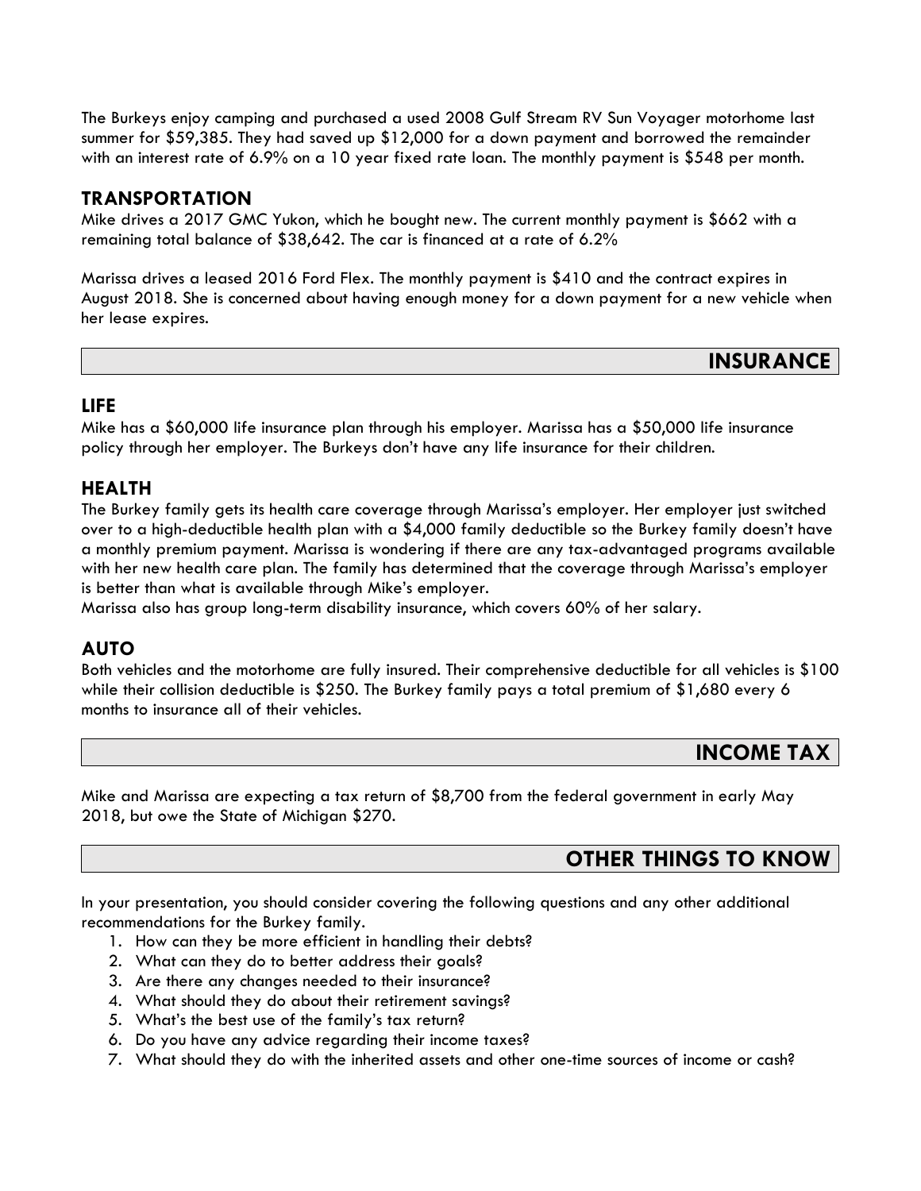The Burkeys enjoy camping and purchased a used 2008 Gulf Stream RV Sun Voyager motorhome last summer for $59,385. They had saved up $12,000 for a down payment and borrowed the remainder with an interest rate of 6.9% on a 10 year fixed rate loan. The monthly payment is $548 per month.

### TRANSPORTATION

Mike drives a 2017 GMC Yukon, which he bought new. The current monthly payment is $662 with a remaining total balance of $38,642. The car is financed at a rate of 6.2%

Marissa drives a leased 2016 Ford Flex. The monthly payment is $410 and the contract expires in August 2018. She is concerned about having enough money for a down payment for a new vehicle when her lease expires.

## INSURANCE

### LIFE

Mike has a $60,000 life insurance plan through his employer. Marissa has a $50,000 life insurance policy through her employer. The Burkeys don't have any life insurance for their children.

### HEALTH

The Burkey family gets its health care coverage through Marissa's employer. Her employer just switched over to a high-deductible health plan with a $4,000 family deductible so the Burkey family doesn't have a monthly premium payment. Marissa is wondering if there are any tax-advantaged programs available with her new health care plan. The family has determined that the coverage through Marissa's employer is better than what is available through Mike's employer.
Marissa also has group long-term disability insurance, which covers 60% of her salary.

### AUTO

Both vehicles and the motorhome are fully insured. Their comprehensive deductible for all vehicles is $100 while their collision deductible is $250. The Burkey family pays a total premium of $1,680 every 6 months to insurance all of their vehicles.

## INCOME TAX

Mike and Marissa are expecting a tax return of $8,700 from the federal government in early May 2018, but owe the State of Michigan $270.

## OTHER THINGS TO KNOW

In your presentation, you should consider covering the following questions and any other additional recommendations for the Burkey family.

1. How can they be more efficient in handling their debts?
2. What can they do to better address their goals?
3. Are there any changes needed to their insurance?
4. What should they do about their retirement savings?
5. What's the best use of the family's tax return?
6. Do you have any advice regarding their income taxes?
7. What should they do with the inherited assets and other one-time sources of income or cash?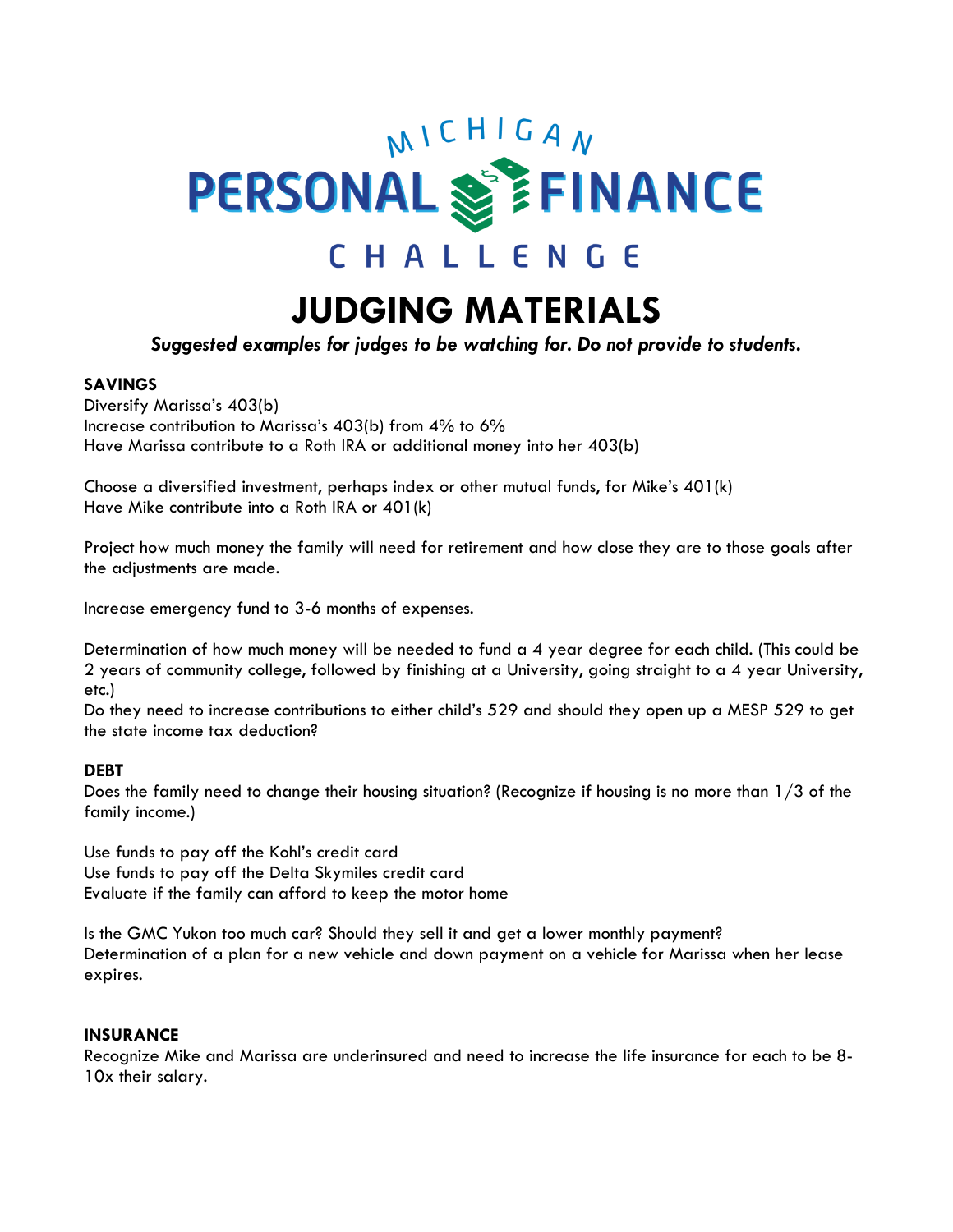MICHIGAN PERSONAL FINANCE CHALLENGE

# JUDGING MATERIALS

***Suggested examples for judges to be watching for. Do not provide to students.***

**SAVINGS**

Diversify Marissa's 403(b)
Increase contribution to Marissa's 403(b) from 4% to 6%
Have Marissa contribute to a Roth IRA or additional money into her 403(b)

Choose a diversified investment, perhaps index or other mutual funds, for Mike's 401(k)
Have Mike contribute into a Roth IRA or 401(k)

Project how much money the family will need for retirement and how close they are to those goals after the adjustments are made.

Increase emergency fund to 3-6 months of expenses.

Determination of how much money will be needed to fund a 4 year degree for each child. (This could be 2 years of community college, followed by finishing at a University, going straight to a 4 year University, etc.)
Do they need to increase contributions to either child's 529 and should they open up a MESP 529 to get the state income tax deduction?

**DEBT**

Does the family need to change their housing situation? (Recognize if housing is no more than 1/3 of the family income.)

Use funds to pay off the Kohl's credit card
Use funds to pay off the Delta Skymiles credit card
Evaluate if the family can afford to keep the motor home

Is the GMC Yukon too much car? Should they sell it and get a lower monthly payment?
Determination of a plan for a new vehicle and down payment on a vehicle for Marissa when her lease expires.

**INSURANCE**

Recognize Mike and Marissa are underinsured and need to increase the life insurance for each to be 8-10x their salary.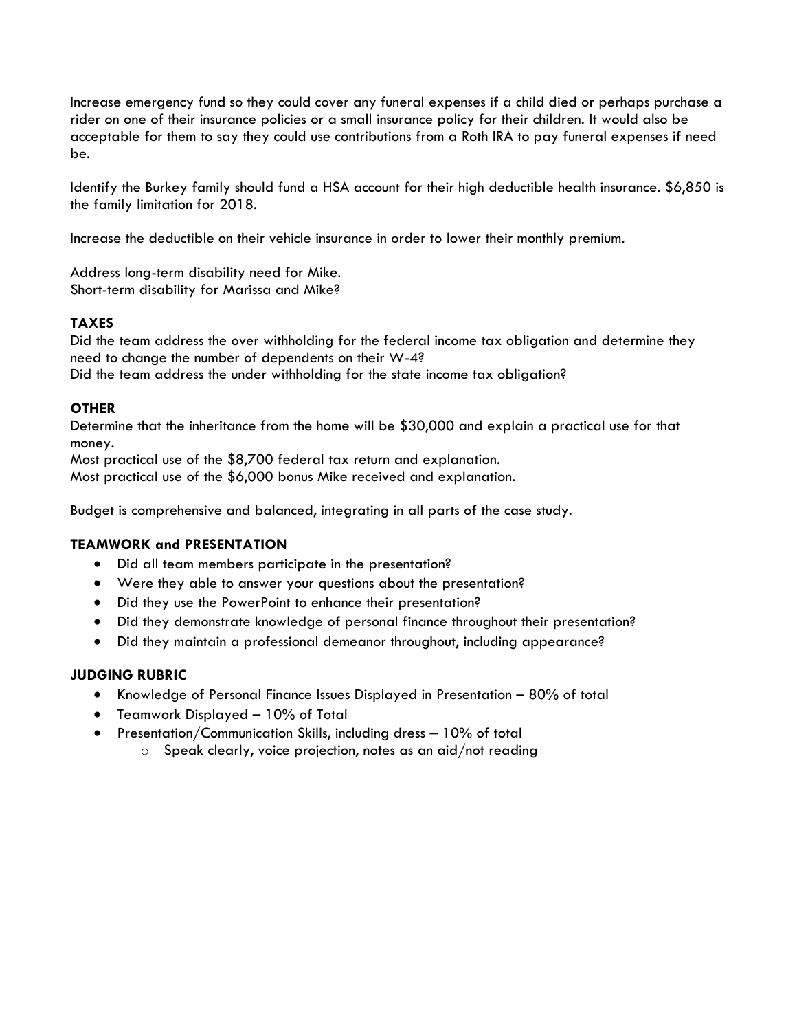Increase emergency fund so they could cover any funeral expenses if a child died or perhaps purchase a rider on one of their insurance policies or a small insurance policy for their children. It would also be acceptable for them to say they could use contributions from a Roth IRA to pay funeral expenses if need be.

Identify the Burkey family should fund a HSA account for their high deductible health insurance. $6,850 is the family limitation for 2018.

Increase the deductible on their vehicle insurance in order to lower their monthly premium.

Address long-term disability need for Mike.
Short-term disability for Marissa and Mike?

### TAXES

Did the team address the over withholding for the federal income tax obligation and determine they need to change the number of dependents on their W-4?
Did the team address the under withholding for the state income tax obligation?

### OTHER

Determine that the inheritance from the home will be $30,000 and explain a practical use for that money.
Most practical use of the $8,700 federal tax return and explanation.
Most practical use of the $6,000 bonus Mike received and explanation.

Budget is comprehensive and balanced, integrating in all parts of the case study.

### TEAMWORK and PRESENTATION

- Did all team members participate in the presentation?
- Were they able to answer your questions about the presentation?
- Did they use the PowerPoint to enhance their presentation?
- Did they demonstrate knowledge of personal finance throughout their presentation?
- Did they maintain a professional demeanor throughout, including appearance?

### JUDGING RUBRIC

- Knowledge of Personal Finance Issues Displayed in Presentation – 80% of total
- Teamwork Displayed – 10% of Total
- Presentation/Communication Skills, including dress – 10% of total
  - Speak clearly, voice projection, notes as an aid/not reading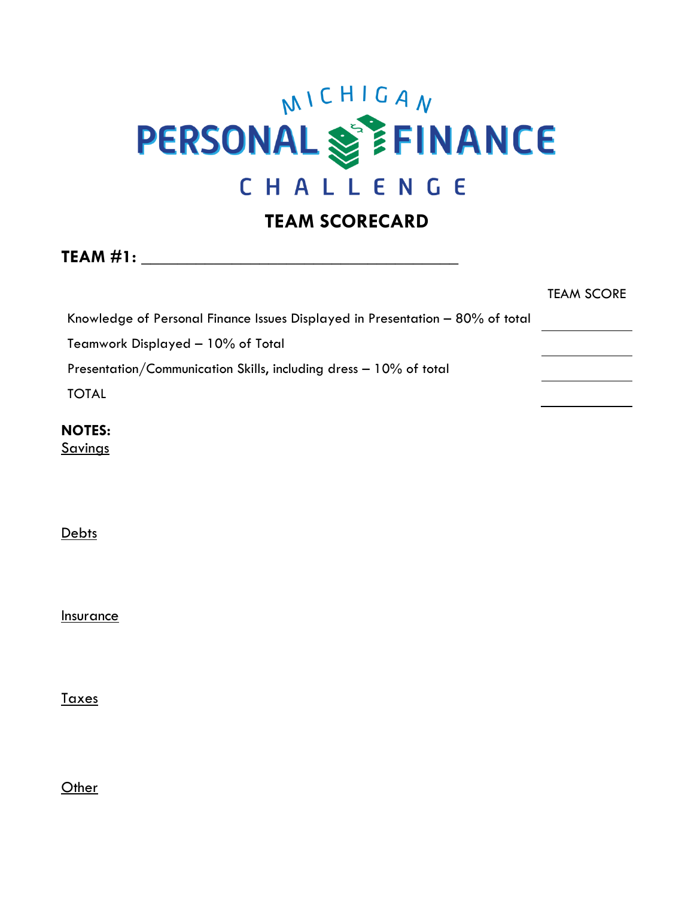# MICHIGAN PERSONAL FINANCE CHALLENGE

## TEAM SCORECARD

**TEAM #1:** ______________________________________

| | TEAM SCORE |
|---|---|
| Knowledge of Personal Finance Issues Displayed in Presentation – 80% of total | ________ |
| Teamwork Displayed – 10% of Total | ________ |
| Presentation/Communication Skills, including dress – 10% of total | ________ |
| TOTAL | ________ |

**NOTES:**

Savings

Debts

Insurance

Taxes

Other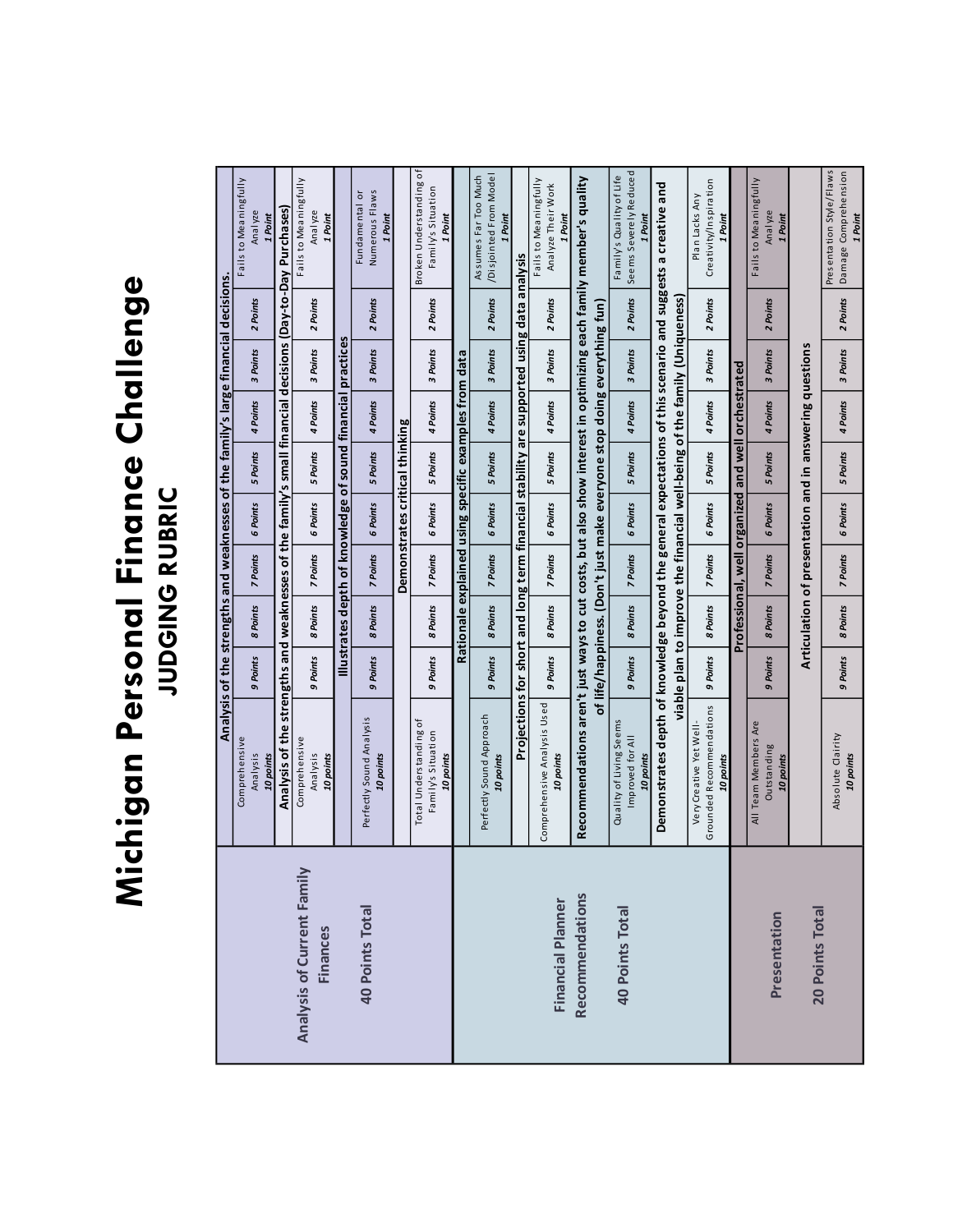# Michigan Personal Finance Challenge

## JUDGING RUBRIC

| Category | Criteria | 10 | 9 | 8 | 7 | 6 | 5 | 4 | 3 | 2 | 1 |
|---|---|---|---|---|---|---|---|---|---|---|---|
| **Analysis of Current Family Finances** | **Analysis of the strengths and weaknesses of the family's large financial decisions.** | | | | | | | | | | |
| | | Comprehensive Analysis ***10 points*** | ***9 Points*** | ***8 Points*** | ***7 Points*** | ***6 Points*** | ***5 Points*** | ***4 Points*** | ***3 Points*** | ***2 Points*** | Fails to Meaningfully Analyze ***1 Point*** |
| | **Analysis of the strengths and weaknesses of the family's small financial decisions (Day-to-Day Purchases)** | | | | | | | | | | |
| | | Comprehensive Analysis ***10 points*** | ***9 Points*** | ***8 Points*** | ***7 Points*** | ***6 Points*** | ***5 Points*** | ***4 Points*** | ***3 Points*** | ***2 Points*** | Fails to Meaningfully Analyze ***1 Point*** |
| | **Illustrates depth of knowledge of sound financial practices** | | | | | | | | | | |
| | | Perfectly Sound Analysis ***10 points*** | ***9 Points*** | ***8 Points*** | ***7 Points*** | ***6 Points*** | ***5 Points*** | ***4 Points*** | ***3 Points*** | ***2 Points*** | Fundamental or Numerous Flaws ***1 Point*** |
| | **Demonstrates critical thinking** | | | | | | | | | | |
| **40 Points Total** | | Total Understanding of Family's Situation ***10 points*** | ***9 Points*** | ***8 Points*** | ***7 Points*** | ***6 Points*** | ***5 Points*** | ***4 Points*** | ***3 Points*** | ***2 Points*** | Broken Understanding of Family's Situation ***1 Point*** |
| **Financial Planner Recommendations** | **Rationale explained using specific examples from data** | | | | | | | | | | |
| | | Perfectly Sound Approach ***10 points*** | ***9 Points*** | ***8 Points*** | ***7 Points*** | ***6 Points*** | ***5 Points*** | ***4 Points*** | ***3 Points*** | ***2 Points*** | Assumes Far Too Much /Disjointed From Model ***1 Point*** |
| | **Projections for short and long term financial stability are supported using data analysis** | | | | | | | | | | |
| | | Comprehensive Analysis Used ***10 points*** | ***9 Points*** | ***8 Points*** | ***7 Points*** | ***6 Points*** | ***5 Points*** | ***4 Points*** | ***3 Points*** | ***2 Points*** | Fails to Meaningfully Analyze Their Work ***1 Point*** |
| | **Recommendations aren't just ways to cut costs, but also show interest in optimizing each family member's quality of life/happiness. (Don't just make everyone stop doing everything fun)** | | | | | | | | | | |
| | | Quality of Living Seems Improved for All ***10 points*** | ***9 Points*** | ***8 Points*** | ***7 Points*** | ***6 Points*** | ***5 Points*** | ***4 Points*** | ***3 Points*** | ***2 Points*** | Family's Quality of Life Seems Severely Reduced ***1 Point*** |
| | **Demonstrates depth of knowledge beyond the general expectations of this scenario and suggests a creative and viable plan to improve the financial well-being of the family (Uniqueness)** | | | | | | | | | | |
| **40 Points Total** | | Very Creative Yet Well-Grounded Recommendations ***10 points*** | ***9 Points*** | ***8 Points*** | ***7 Points*** | ***6 Points*** | ***5 Points*** | ***4 Points*** | ***3 Points*** | ***2 Points*** | Plan Lacks Any Creativity/Inspiration ***1 Point*** |
| **Presentation** | **Professional, well organized and well orchestrated** | | | | | | | | | | |
| | | All Team Members Are Outstanding ***10 points*** | ***9 Points*** | ***8 Points*** | ***7 Points*** | ***6 Points*** | ***5 Points*** | ***4 Points*** | ***3 Points*** | ***2 Points*** | Fails to Meaningfully Analyze ***1 Point*** |
| | **Articulation of presentation and in answering questions** | | | | | | | | | | |
| **20 Points Total** | | Absolute Clairity ***10 points*** | ***9 Points*** | ***8 Points*** | ***7 Points*** | ***6 Points*** | ***5 Points*** | ***4 Points*** | ***3 Points*** | ***2 Points*** | Presentation Style/Flaws Damage Comprehension ***1 Point*** |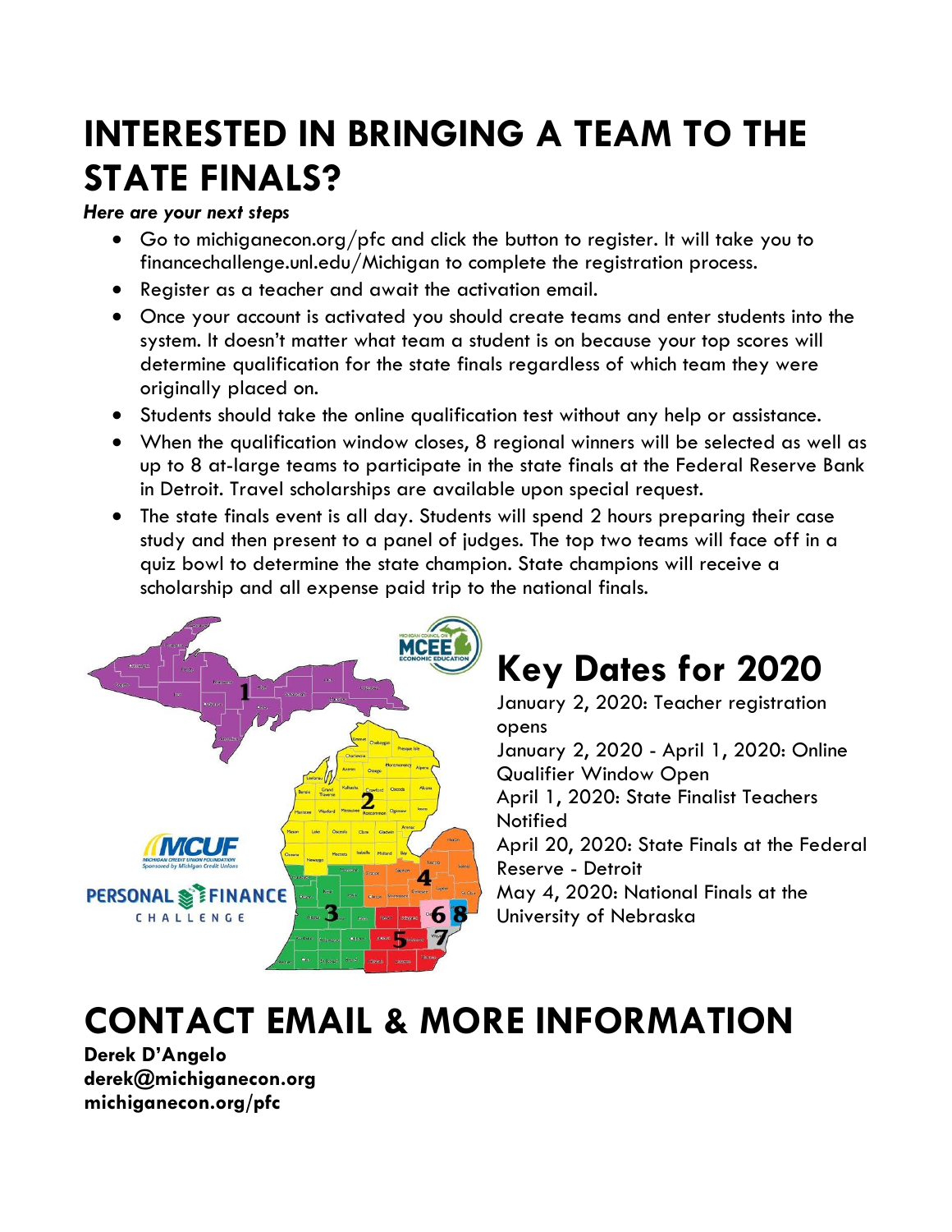# INTERESTED IN BRINGING A TEAM TO THE STATE FINALS?

***Here are your next steps***

- Go to michiganecon.org/pfc and click the button to register. It will take you to financechallenge.unl.edu/Michigan to complete the registration process.
- Register as a teacher and await the activation email.
- Once your account is activated you should create teams and enter students into the system. It doesn't matter what team a student is on because your top scores will determine qualification for the state finals regardless of which team they were originally placed on.
- Students should take the online qualification test without any help or assistance.
- When the qualification window closes, 8 regional winners will be selected as well as up to 8 at-large teams to participate in the state finals at the Federal Reserve Bank in Detroit. Travel scholarships are available upon special request.
- The state finals event is all day. Students will spend 2 hours preparing their case study and then present to a panel of judges. The top two teams will face off in a quiz bowl to determine the state champion. State champions will receive a scholarship and all expense paid trip to the national finals.

MCUF
MICHIGAN CREDIT UNION FOUNDATION
Sponsored by Michigan Credit Unions

PERSONAL FINANCE CHALLENGE

MICHIGAN COUNCIL ON ECONOMIC EDUCATION
MCEE

1
2
3
4
5
6
7
8

# Key Dates for 2020

January 2, 2020: Teacher registration opens
January 2, 2020 - April 1, 2020: Online Qualifier Window Open
April 1, 2020: State Finalist Teachers Notified
April 20, 2020: State Finals at the Federal Reserve - Detroit
May 4, 2020: National Finals at the University of Nebraska

# CONTACT EMAIL & MORE INFORMATION

**Derek D'Angelo**
**derek@michiganecon.org**
**michiganecon.org/pfc**